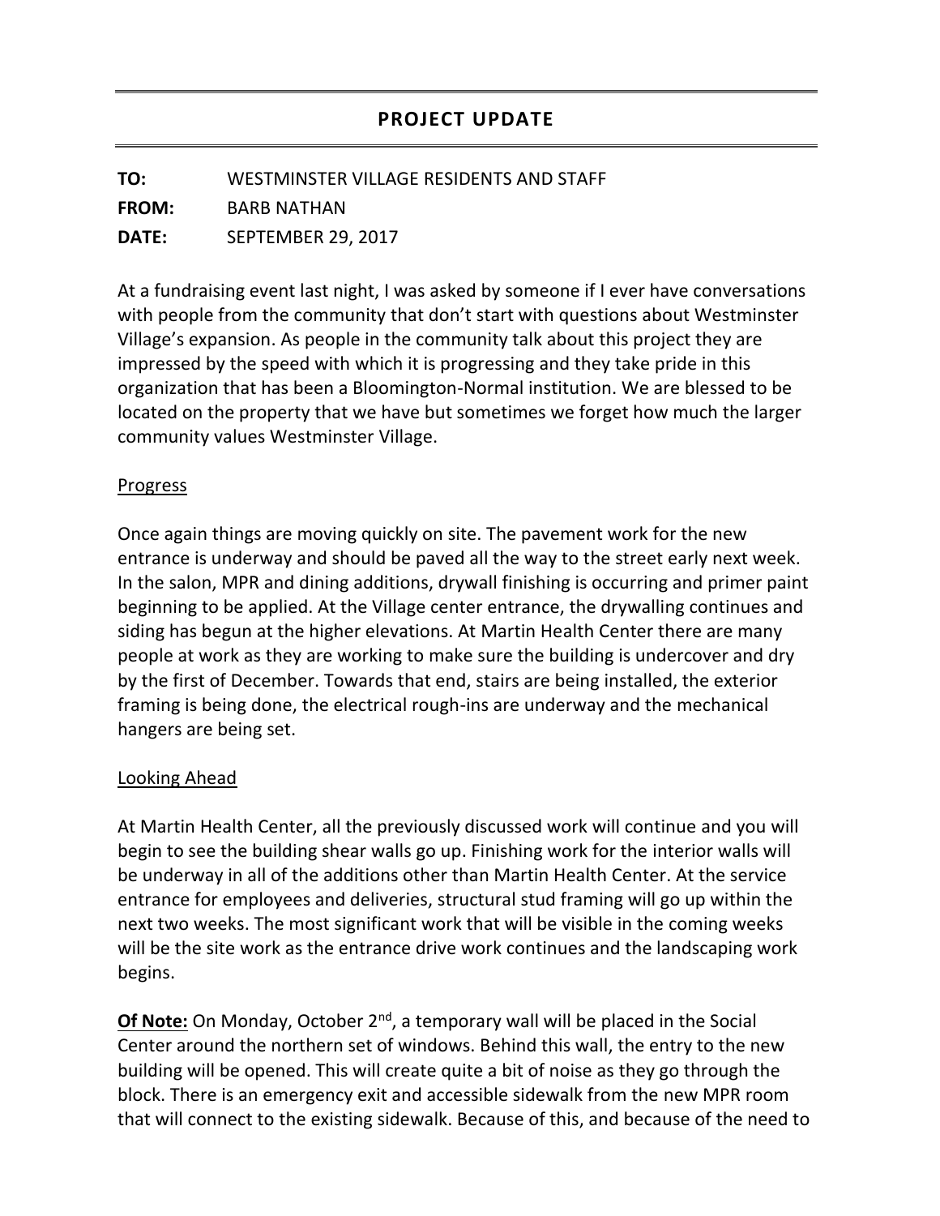# PROJECT UPDATE

**TO:** WESTMINSTER VILLAGE RESIDENTS AND STAFF

**FROM:** BARB NATHAN

**DATE:** SEPTEMBER 29, 2017

At a fundraising event last night, I was asked by someone if I ever have conversations with people from the community that don't start with questions about Westminster Village's expansion. As people in the community talk about this project they are impressed by the speed with which it is progressing and they take pride in this organization that has been a Bloomington-Normal institution. We are blessed to be located on the property that we have but sometimes we forget how much the larger community values Westminster Village.

## Progress

Once again things are moving quickly on site. The pavement work for the new entrance is underway and should be paved all the way to the street early next week. In the salon, MPR and dining additions, drywall finishing is occurring and primer paint beginning to be applied. At the Village center entrance, the drywalling continues and siding has begun at the higher elevations. At Martin Health Center there are many people at work as they are working to make sure the building is undercover and dry by the first of December. Towards that end, stairs are being installed, the exterior framing is being done, the electrical rough-ins are underway and the mechanical hangers are being set.

## Looking Ahead

At Martin Health Center, all the previously discussed work will continue and you will begin to see the building shear walls go up. Finishing work for the interior walls will be underway in all of the additions other than Martin Health Center. At the service entrance for employees and deliveries, structural stud framing will go up within the next two weeks. The most significant work that will be visible in the coming weeks will be the site work as the entrance drive work continues and the landscaping work begins.

**Of Note:** On Monday, October 2nd, a temporary wall will be placed in the Social Center around the northern set of windows. Behind this wall, the entry to the new building will be opened. This will create quite a bit of noise as they go through the block. There is an emergency exit and accessible sidewalk from the new MPR room that will connect to the existing sidewalk. Because of this, and because of the need to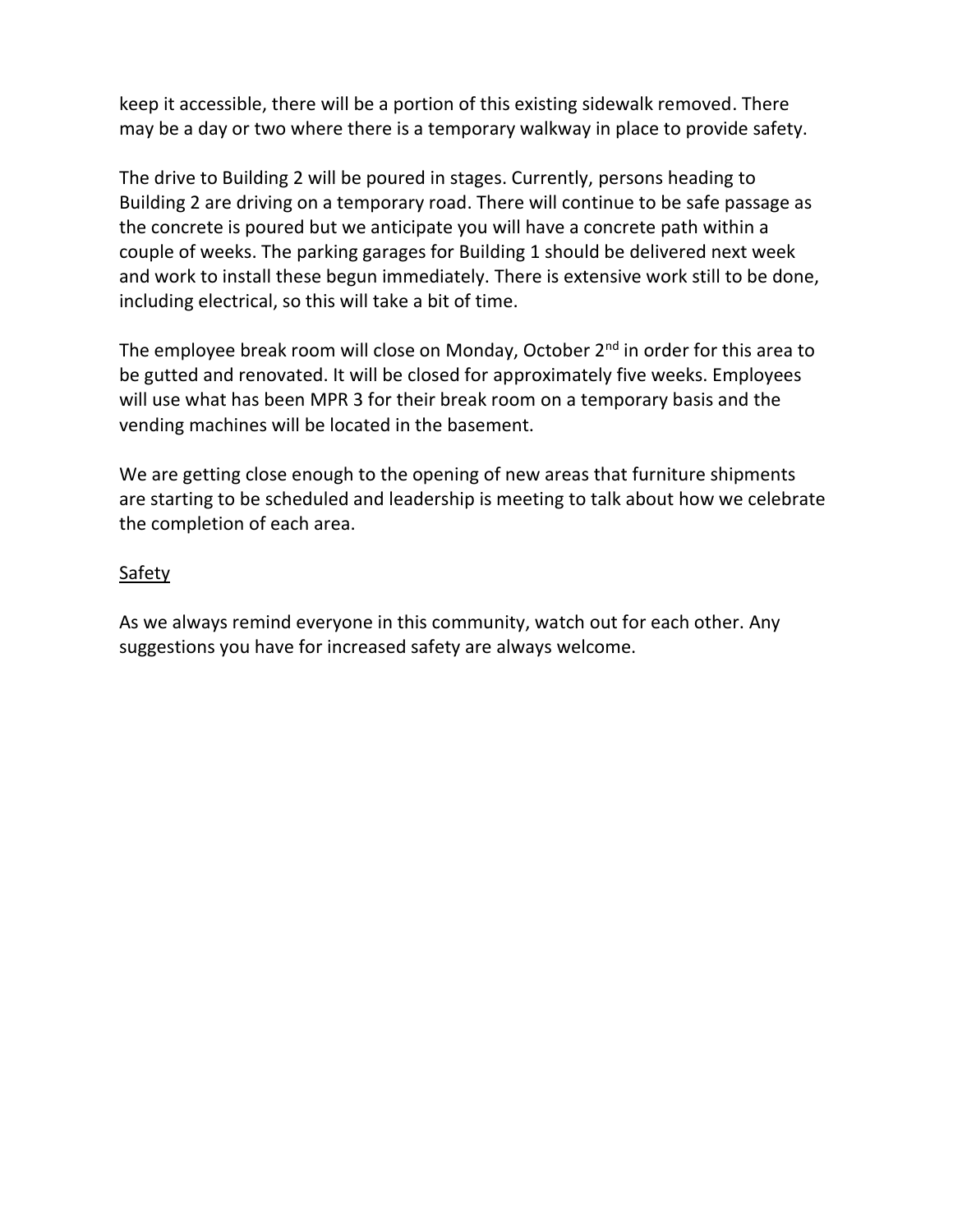keep it accessible, there will be a portion of this existing sidewalk removed. There may be a day or two where there is a temporary walkway in place to provide safety.

The drive to Building 2 will be poured in stages. Currently, persons heading to Building 2 are driving on a temporary road. There will continue to be safe passage as the concrete is poured but we anticipate you will have a concrete path within a couple of weeks. The parking garages for Building 1 should be delivered next week and work to install these begun immediately. There is extensive work still to be done, including electrical, so this will take a bit of time.

The employee break room will close on Monday, October 2nd in order for this area to be gutted and renovated. It will be closed for approximately five weeks. Employees will use what has been MPR 3 for their break room on a temporary basis and the vending machines will be located in the basement.

We are getting close enough to the opening of new areas that furniture shipments are starting to be scheduled and leadership is meeting to talk about how we celebrate the completion of each area.

## Safety

As we always remind everyone in this community, watch out for each other. Any suggestions you have for increased safety are always welcome.